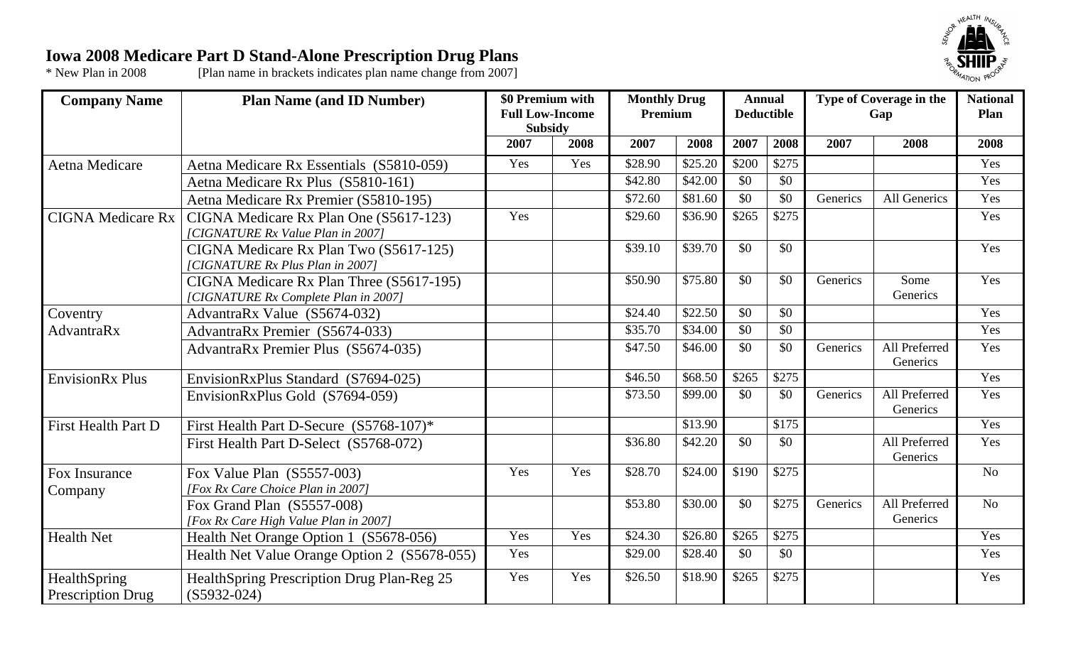# Iowa 2008 Medicare Part D Stand-Alone Prescription Drug Plans

\* New Plan in 2008 [Plan name in brackets indicates plan name change from 2007]

| Company Name | Plan Name (and ID Number) | $0 Premium with Full Low-Income Subsidy | | Monthly Drug Premium | | Annual Deductible | | Type of Coverage in the Gap | | National Plan |
|---|---|---|---|---|---|---|---|---|---|---|
| | | 2007 | 2008 | 2007 | 2008 | 2007 | 2008 | 2007 | 2008 | 2008 |
| Aetna Medicare | Aetna Medicare Rx Essentials (S5810-059) | Yes | Yes | $28.90 | $25.20 | $200 | $275 | | | Yes |
| | Aetna Medicare Rx Plus (S5810-161) | | | $42.80 | $42.00 | $0 | $0 | | | Yes |
| | Aetna Medicare Rx Premier (S5810-195) | | | $72.60 | $81.60 | $0 | $0 | Generics | All Generics | Yes |
| CIGNA Medicare Rx | CIGNA Medicare Rx Plan One (S5617-123) *[CIGNATURE Rx Value Plan in 2007]* | Yes | | $29.60 | $36.90 | $265 | $275 | | | Yes |
| | CIGNA Medicare Rx Plan Two (S5617-125) *[CIGNATURE Rx Plus Plan in 2007]* | | | $39.10 | $39.70 | $0 | $0 | | | Yes |
| | CIGNA Medicare Rx Plan Three (S5617-195) *[CIGNATURE Rx Complete Plan in 2007]* | | | $50.90 | $75.80 | $0 | $0 | Generics | Some Generics | Yes |
| Coventry AdvantraRx | AdvantraRx Value (S5674-032) | | | $24.40 | $22.50 | $0 | $0 | | | Yes |
| | AdvantraRx Premier (S5674-033) | | | $35.70 | $34.00 | $0 | $0 | | | Yes |
| | AdvantraRx Premier Plus (S5674-035) | | | $47.50 | $46.00 | $0 | $0 | Generics | All Preferred Generics | Yes |
| EnvisionRx Plus | EnvisionRxPlus Standard (S7694-025) | | | $46.50 | $68.50 | $265 | $275 | | | Yes |
| | EnvisionRxPlus Gold (S7694-059) | | | $73.50 | $99.00 | $0 | $0 | Generics | All Preferred Generics | Yes |
| First Health Part D | First Health Part D-Secure (S5768-107)* | | | | $13.90 | | $175 | | | Yes |
| | First Health Part D-Select (S5768-072) | | | $36.80 | $42.20 | $0 | $0 | | All Preferred Generics | Yes |
| Fox Insurance Company | Fox Value Plan (S5557-003) *[Fox Rx Care Choice Plan in 2007]* | Yes | Yes | $28.70 | $24.00 | $190 | $275 | | | No |
| | Fox Grand Plan (S5557-008) *[Fox Rx Care High Value Plan in 2007]* | | | $53.80 | $30.00 | $0 | $275 | Generics | All Preferred Generics | No |
| Health Net | Health Net Orange Option 1 (S5678-056) | Yes | Yes | $24.30 | $26.80 | $265 | $275 | | | Yes |
| | Health Net Value Orange Option 2 (S5678-055) | Yes | | $29.00 | $28.40 | $0 | $0 | | | Yes |
| HealthSpring Prescription Drug | HealthSpring Prescription Drug Plan-Reg 25 (S5932-024) | Yes | Yes | $26.50 | $18.90 | $265 | $275 | | | Yes |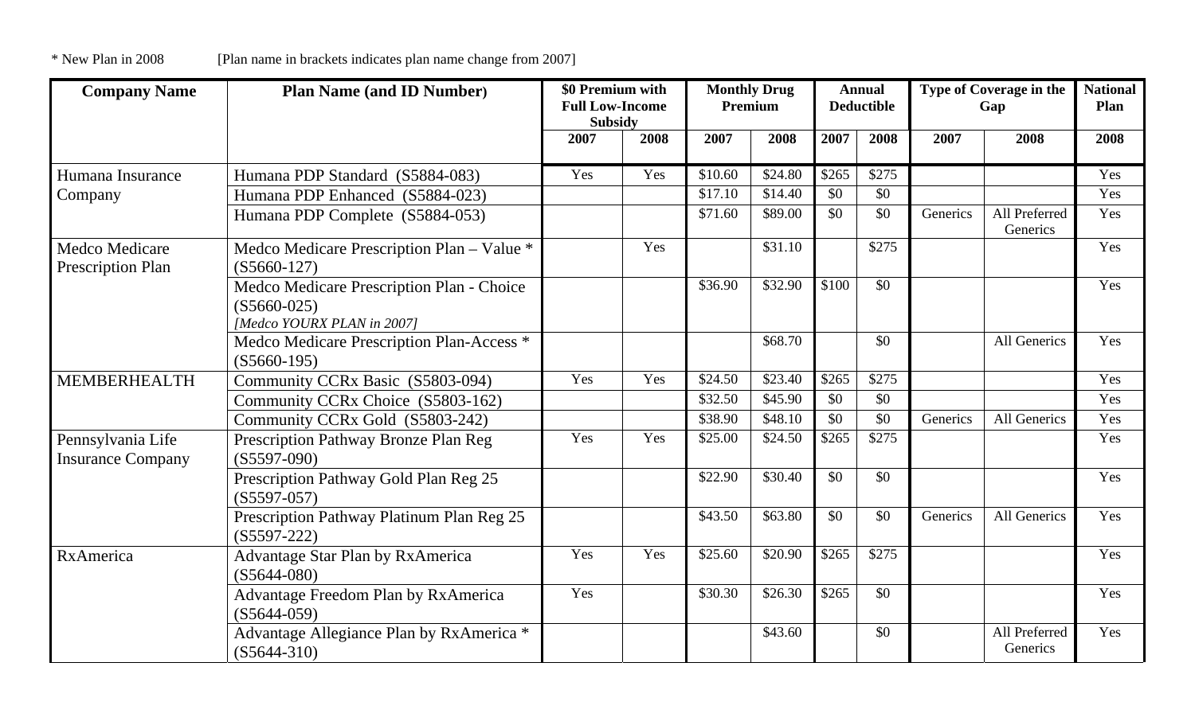* New Plan in 2008 [Plan name in brackets indicates plan name change from 2007]

| Company Name | Plan Name (and ID Number) | $0 Premium with Full Low-Income Subsidy | | Monthly Drug Premium | | Annual Deductible | | Type of Coverage in the Gap | | National Plan |
|---|---|---|---|---|---|---|---|---|---|---|
| | | 2007 | 2008 | 2007 | 2008 | 2007 | 2008 | 2007 | 2008 | 2008 |
| Humana Insurance Company | Humana PDP Standard (S5884-083) | Yes | Yes | $10.60 | $24.80 | $265 | $275 | | | Yes |
| | Humana PDP Enhanced (S5884-023) | | | $17.10 | $14.40 | $0 | $0 | | | Yes |
| | Humana PDP Complete (S5884-053) | | | $71.60 | $89.00 | $0 | $0 | Generics | All Preferred Generics | Yes |
| Medco Medicare Prescription Plan | Medco Medicare Prescription Plan – Value * (S5660-127) | | Yes | | $31.10 | | $275 | | | Yes |
| | Medco Medicare Prescription Plan - Choice (S5660-025) *[Medco YOURX PLAN in 2007]* | | | $36.90 | $32.90 | $100 | $0 | | | Yes |
| | Medco Medicare Prescription Plan-Access * (S5660-195) | | | | $68.70 | | $0 | | All Generics | Yes |
| MEMBERHEALTH | Community CCRx Basic (S5803-094) | Yes | Yes | $24.50 | $23.40 | $265 | $275 | | | Yes |
| | Community CCRx Choice (S5803-162) | | | $32.50 | $45.90 | $0 | $0 | | | Yes |
| | Community CCRx Gold (S5803-242) | | | $38.90 | $48.10 | $0 | $0 | Generics | All Generics | Yes |
| Pennsylvania Life Insurance Company | Prescription Pathway Bronze Plan Reg (S5597-090) | Yes | Yes | $25.00 | $24.50 | $265 | $275 | | | Yes |
| | Prescription Pathway Gold Plan Reg 25 (S5597-057) | | | $22.90 | $30.40 | $0 | $0 | | | Yes |
| | Prescription Pathway Platinum Plan Reg 25 (S5597-222) | | | $43.50 | $63.80 | $0 | $0 | Generics | All Generics | Yes |
| RxAmerica | Advantage Star Plan by RxAmerica (S5644-080) | Yes | Yes | $25.60 | $20.90 | $265 | $275 | | | Yes |
| | Advantage Freedom Plan by RxAmerica (S5644-059) | Yes | | $30.30 | $26.30 | $265 | $0 | | | Yes |
| | Advantage Allegiance Plan by RxAmerica * (S5644-310) | | | | $43.60 | | $0 | | All Preferred Generics | Yes |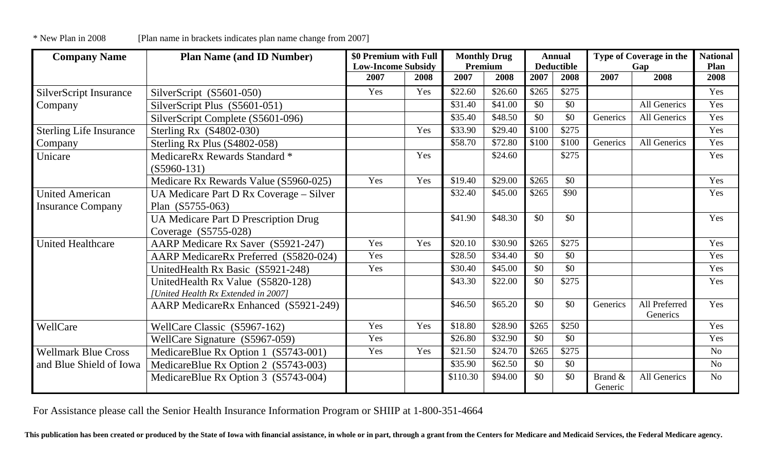* New Plan in 2008    [Plan name in brackets indicates plan name change from 2007]

| Company Name | Plan Name (and ID Number) | $0 Premium with Full Low-Income Subsidy | | Monthly Drug Premium | | Annual Deductible | | Type of Coverage in the Gap | | National Plan |
|---|---|---|---|---|---|---|---|---|---|---|
| | | 2007 | 2008 | 2007 | 2008 | 2007 | 2008 | 2007 | 2008 | 2008 |
| SilverScript Insurance Company | SilverScript (S5601-050) | Yes | Yes | $22.60 | $26.60 | $265 | $275 | | | Yes |
| | SilverScript Plus (S5601-051) | | | $31.40 | $41.00 | $0 | $0 | | All Generics | Yes |
| | SilverScript Complete (S5601-096) | | | $35.40 | $48.50 | $0 | $0 | Generics | All Generics | Yes |
| Sterling Life Insurance Company | Sterling Rx (S4802-030) | | Yes | $33.90 | $29.40 | $100 | $275 | | | Yes |
| | Sterling Rx Plus (S4802-058) | | | $58.70 | $72.80 | $100 | $100 | Generics | All Generics | Yes |
| Unicare | MedicareRx Rewards Standard * (S5960-131) | | Yes | | $24.60 | | $275 | | | Yes |
| | Medicare Rx Rewards Value (S5960-025) | Yes | Yes | $19.40 | $29.00 | $265 | $0 | | | Yes |
| United American Insurance Company | UA Medicare Part D Rx Coverage – Silver Plan (S5755-063) | | | $32.40 | $45.00 | $265 | $90 | | | Yes |
| | UA Medicare Part D Prescription Drug Coverage (S5755-028) | | | $41.90 | $48.30 | $0 | $0 | | | Yes |
| United Healthcare | AARP Medicare Rx Saver (S5921-247) | Yes | Yes | $20.10 | $30.90 | $265 | $275 | | | Yes |
| | AARP MedicareRx Preferred (S5820-024) | Yes | | $28.50 | $34.40 | $0 | $0 | | | Yes |
| | UnitedHealth Rx Basic (S5921-248) | Yes | | $30.40 | $45.00 | $0 | $0 | | | Yes |
| | UnitedHealth Rx Value (S5820-128) *[United Health Rx Extended in 2007]* | | | $43.30 | $22.00 | $0 | $275 | | | Yes |
| | AARP MedicareRx Enhanced (S5921-249) | | | $46.50 | $65.20 | $0 | $0 | Generics | All Preferred Generics | Yes |
| WellCare | WellCare Classic (S5967-162) | Yes | Yes | $18.80 | $28.90 | $265 | $250 | | | Yes |
| | WellCare Signature (S5967-059) | Yes | | $26.80 | $32.90 | $0 | $0 | | | Yes |
| Wellmark Blue Cross and Blue Shield of Iowa | MedicareBlue Rx Option 1 (S5743-001) | Yes | Yes | $21.50 | $24.70 | $265 | $275 | | | No |
| | MedicareBlue Rx Option 2 (S5743-003) | | | $35.90 | $62.50 | $0 | $0 | | | No |
| | MedicareBlue Rx Option 3 (S5743-004) | | | $110.30 | $94.00 | $0 | $0 | Brand & Generic | All Generics | No |

For Assistance please call the Senior Health Insurance Information Program or SHIIP at 1-800-351-4664

**This publication has been created or produced by the State of Iowa with financial assistance, in whole or in part, through a grant from the Centers for Medicare and Medicaid Services, the Federal Medicare agency.**